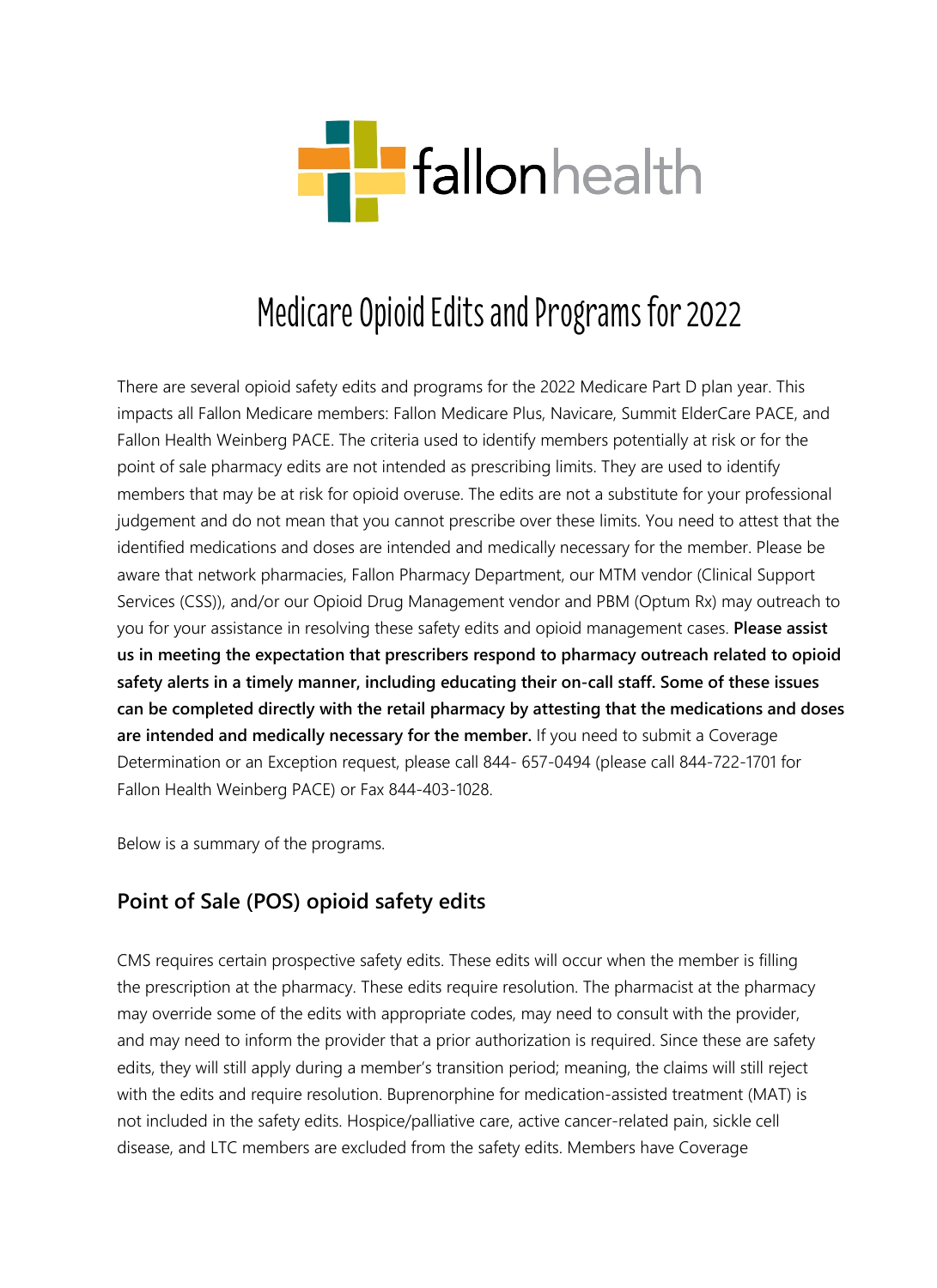fallonhealth

# Medicare Opioid Edits and Programs for 2022

There are several opioid safety edits and programs for the 2022 Medicare Part D plan year. This impacts all Fallon Medicare members: Fallon Medicare Plus, Navicare, Summit ElderCare PACE, and Fallon Health Weinberg PACE. The criteria used to identify members potentially at risk or for the point of sale pharmacy edits are not intended as prescribing limits. They are used to identify members that may be at risk for opioid overuse. The edits are not a substitute for your professional judgement and do not mean that you cannot prescribe over these limits. You need to attest that the identified medications and doses are intended and medically necessary for the member. Please be aware that network pharmacies, Fallon Pharmacy Department, our MTM vendor (Clinical Support Services (CSS)), and/or our Opioid Drug Management vendor and PBM (Optum Rx) may outreach to you for your assistance in resolving these safety edits and opioid management cases. **Please assist us in meeting the expectation that prescribers respond to pharmacy outreach related to opioid safety alerts in a timely manner, including educating their on-call staff. Some of these issues can be completed directly with the retail pharmacy by attesting that the medications and doses are intended and medically necessary for the member.** If you need to submit a Coverage Determination or an Exception request, please call 844- 657-0494 (please call 844-722-1701 for Fallon Health Weinberg PACE) or Fax 844-403-1028.

Below is a summary of the programs.

## Point of Sale (POS) opioid safety edits

CMS requires certain prospective safety edits. These edits will occur when the member is filling the prescription at the pharmacy. These edits require resolution. The pharmacist at the pharmacy may override some of the edits with appropriate codes, may need to consult with the provider, and may need to inform the provider that a prior authorization is required. Since these are safety edits, they will still apply during a member's transition period; meaning, the claims will still reject with the edits and require resolution. Buprenorphine for medication-assisted treatment (MAT) is not included in the safety edits. Hospice/palliative care, active cancer-related pain, sickle cell disease, and LTC members are excluded from the safety edits. Members have Coverage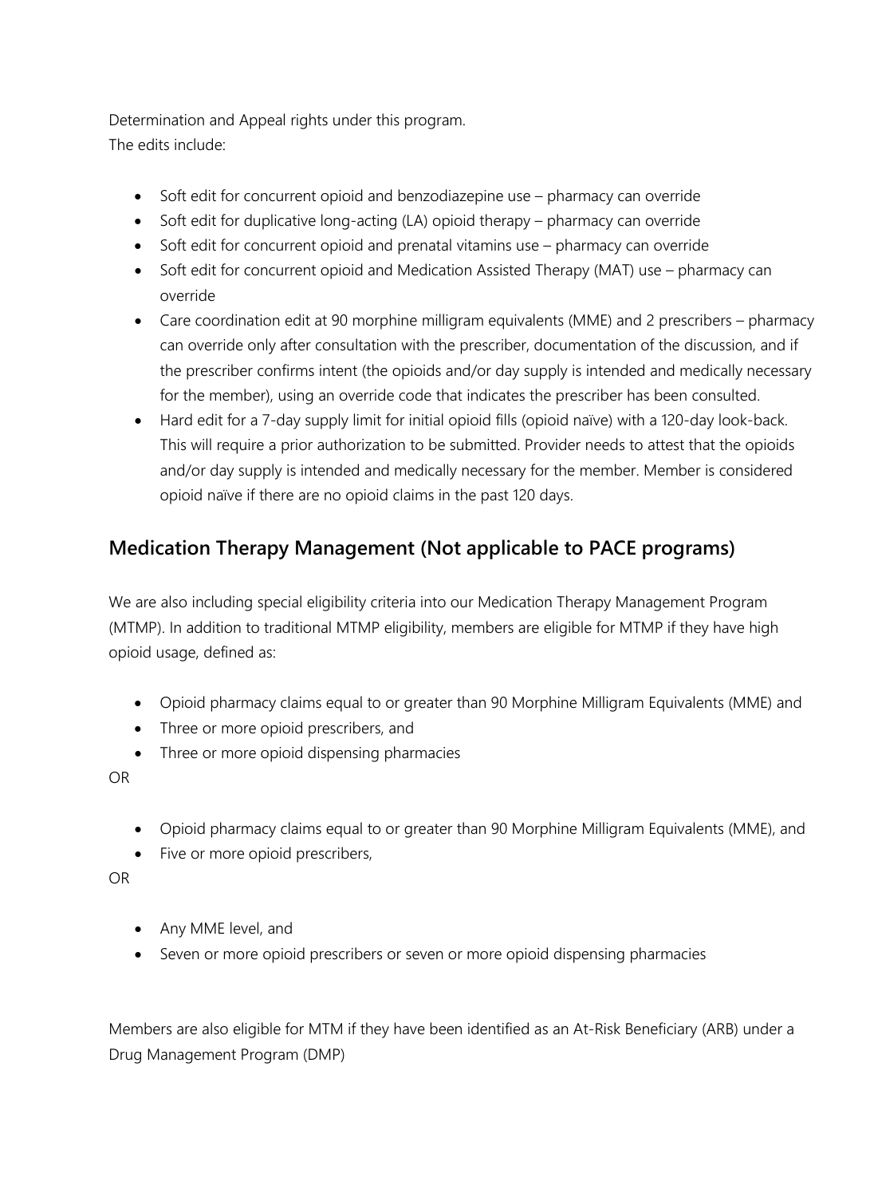Determination and Appeal rights under this program.
The edits include:

- Soft edit for concurrent opioid and benzodiazepine use – pharmacy can override
- Soft edit for duplicative long-acting (LA) opioid therapy – pharmacy can override
- Soft edit for concurrent opioid and prenatal vitamins use – pharmacy can override
- Soft edit for concurrent opioid and Medication Assisted Therapy (MAT) use – pharmacy can override
- Care coordination edit at 90 morphine milligram equivalents (MME) and 2 prescribers – pharmacy can override only after consultation with the prescriber, documentation of the discussion, and if the prescriber confirms intent (the opioids and/or day supply is intended and medically necessary for the member), using an override code that indicates the prescriber has been consulted.
- Hard edit for a 7-day supply limit for initial opioid fills (opioid naïve) with a 120-day look-back. This will require a prior authorization to be submitted. Provider needs to attest that the opioids and/or day supply is intended and medically necessary for the member. Member is considered opioid naïve if there are no opioid claims in the past 120 days.

## Medication Therapy Management (Not applicable to PACE programs)

We are also including special eligibility criteria into our Medication Therapy Management Program (MTMP). In addition to traditional MTMP eligibility, members are eligible for MTMP if they have high opioid usage, defined as:

- Opioid pharmacy claims equal to or greater than 90 Morphine Milligram Equivalents (MME) and
- Three or more opioid prescribers, and
- Three or more opioid dispensing pharmacies

OR

- Opioid pharmacy claims equal to or greater than 90 Morphine Milligram Equivalents (MME), and
- Five or more opioid prescribers,

OR

- Any MME level, and
- Seven or more opioid prescribers or seven or more opioid dispensing pharmacies

Members are also eligible for MTM if they have been identified as an At-Risk Beneficiary (ARB) under a Drug Management Program (DMP)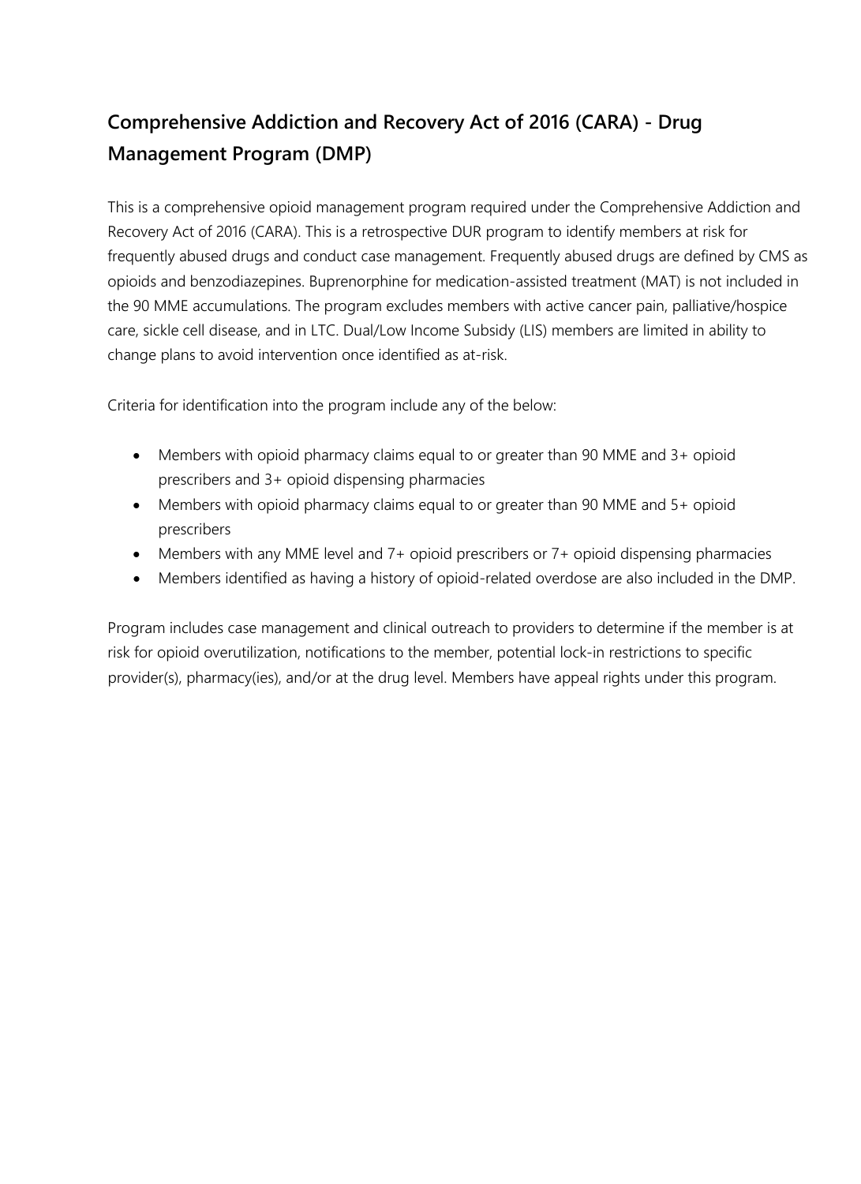## Comprehensive Addiction and Recovery Act of 2016 (CARA) - Drug Management Program (DMP)

This is a comprehensive opioid management program required under the Comprehensive Addiction and Recovery Act of 2016 (CARA). This is a retrospective DUR program to identify members at risk for frequently abused drugs and conduct case management. Frequently abused drugs are defined by CMS as opioids and benzodiazepines. Buprenorphine for medication-assisted treatment (MAT) is not included in the 90 MME accumulations. The program excludes members with active cancer pain, palliative/hospice care, sickle cell disease, and in LTC. Dual/Low Income Subsidy (LIS) members are limited in ability to change plans to avoid intervention once identified as at-risk.

Criteria for identification into the program include any of the below:

- Members with opioid pharmacy claims equal to or greater than 90 MME and 3+ opioid prescribers and 3+ opioid dispensing pharmacies
- Members with opioid pharmacy claims equal to or greater than 90 MME and 5+ opioid prescribers
- Members with any MME level and 7+ opioid prescribers or 7+ opioid dispensing pharmacies
- Members identified as having a history of opioid-related overdose are also included in the DMP.

Program includes case management and clinical outreach to providers to determine if the member is at risk for opioid overutilization, notifications to the member, potential lock-in restrictions to specific provider(s), pharmacy(ies), and/or at the drug level. Members have appeal rights under this program.